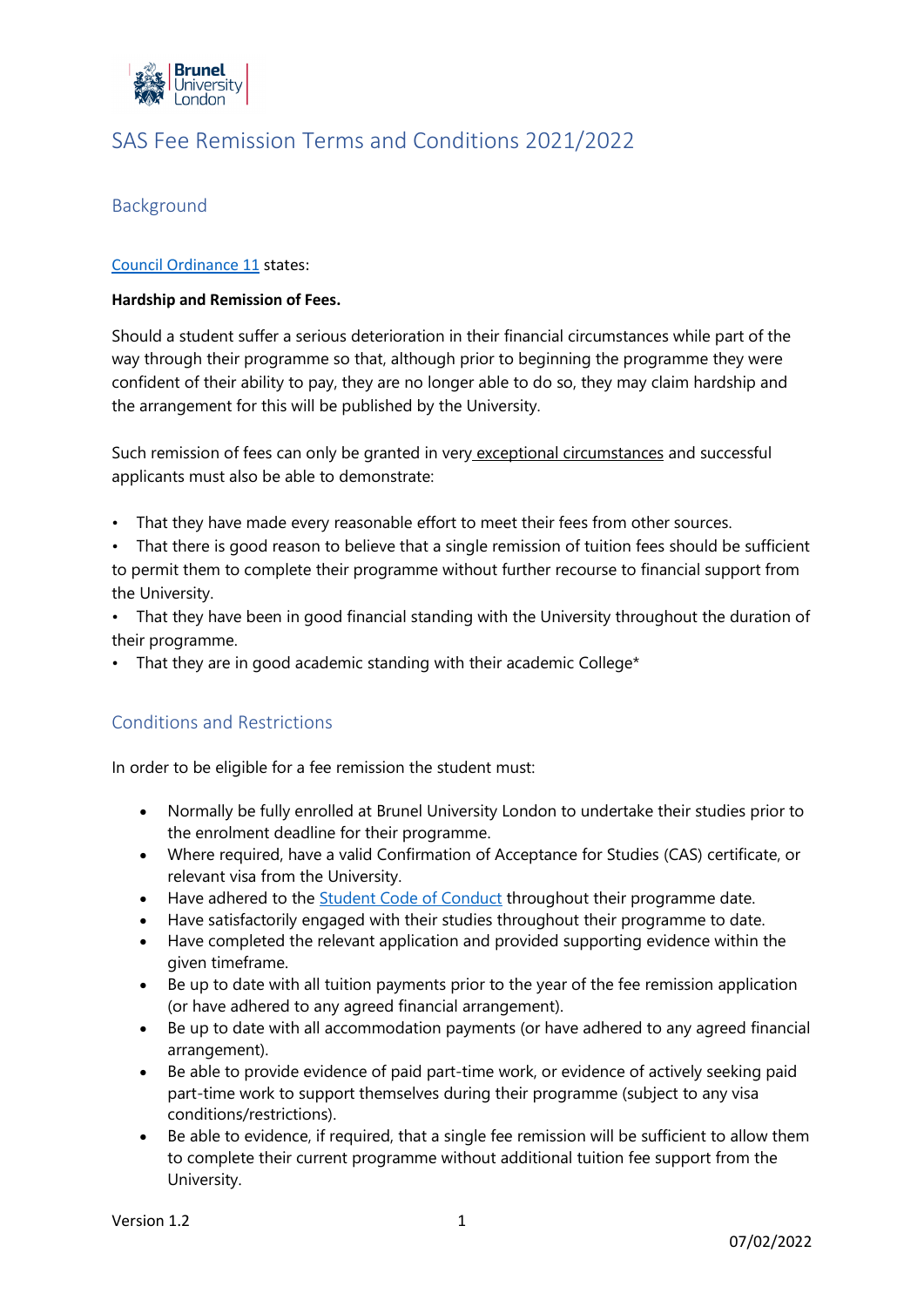# SAS Fee Remission Terms and Conditions 2021/2022

## Background

[Council Ordinance 11](Council Ordinance 11) states:

**Hardship and Remission of Fees.**

Should a student suffer a serious deterioration in their financial circumstances while part of the way through their programme so that, although prior to beginning the programme they were confident of their ability to pay, they are no longer able to do so, they may claim hardship and the arrangement for this will be published by the University.

Such remission of fees can only be granted in very exceptional circumstances and successful applicants must also be able to demonstrate:

- That they have made every reasonable effort to meet their fees from other sources.
- That there is good reason to believe that a single remission of tuition fees should be sufficient to permit them to complete their programme without further recourse to financial support from the University.
- That they have been in good financial standing with the University throughout the duration of their programme.
- That they are in good academic standing with their academic College*

## Conditions and Restrictions

In order to be eligible for a fee remission the student must:

- Normally be fully enrolled at Brunel University London to undertake their studies prior to the enrolment deadline for their programme.
- Where required, have a valid Confirmation of Acceptance for Studies (CAS) certificate, or relevant visa from the University.
- Have adhered to the Student Code of Conduct throughout their programme date.
- Have satisfactorily engaged with their studies throughout their programme to date.
- Have completed the relevant application and provided supporting evidence within the given timeframe.
- Be up to date with all tuition payments prior to the year of the fee remission application (or have adhered to any agreed financial arrangement).
- Be up to date with all accommodation payments (or have adhered to any agreed financial arrangement).
- Be able to provide evidence of paid part-time work, or evidence of actively seeking paid part-time work to support themselves during their programme (subject to any visa conditions/restrictions).
- Be able to evidence, if required, that a single fee remission will be sufficient to allow them to complete their current programme without additional tuition fee support from the University.

Version 1.2

07/02/2022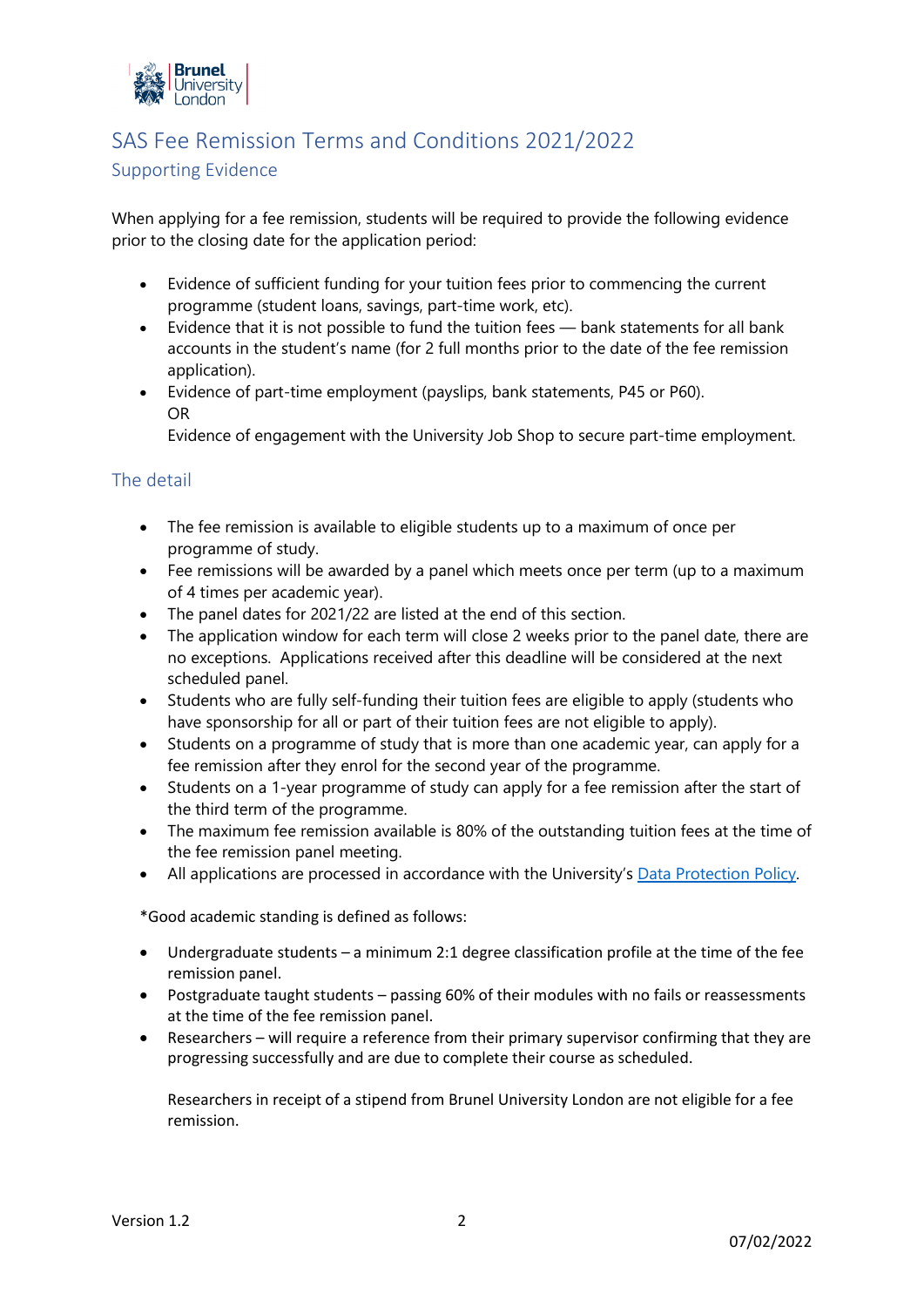# SAS Fee Remission Terms and Conditions 2021/2022

## Supporting Evidence

When applying for a fee remission, students will be required to provide the following evidence prior to the closing date for the application period:

- Evidence of sufficient funding for your tuition fees prior to commencing the current programme (student loans, savings, part-time work, etc).
- Evidence that it is not possible to fund the tuition fees — bank statements for all bank accounts in the student's name (for 2 full months prior to the date of the fee remission application).
- Evidence of part-time employment (payslips, bank statements, P45 or P60).
  OR
  Evidence of engagement with the University Job Shop to secure part-time employment.

## The detail

- The fee remission is available to eligible students up to a maximum of once per programme of study.
- Fee remissions will be awarded by a panel which meets once per term (up to a maximum of 4 times per academic year).
- The panel dates for 2021/22 are listed at the end of this section.
- The application window for each term will close 2 weeks prior to the panel date, there are no exceptions. Applications received after this deadline will be considered at the next scheduled panel.
- Students who are fully self-funding their tuition fees are eligible to apply (students who have sponsorship for all or part of their tuition fees are not eligible to apply).
- Students on a programme of study that is more than one academic year, can apply for a fee remission after they enrol for the second year of the programme.
- Students on a 1-year programme of study can apply for a fee remission after the start of the third term of the programme.
- The maximum fee remission available is 80% of the outstanding tuition fees at the time of the fee remission panel meeting.
- All applications are processed in accordance with the University's Data Protection Policy.

*Good academic standing is defined as follows:

- Undergraduate students – a minimum 2:1 degree classification profile at the time of the fee remission panel.
- Postgraduate taught students – passing 60% of their modules with no fails or reassessments at the time of the fee remission panel.
- Researchers – will require a reference from their primary supervisor confirming that they are progressing successfully and are due to complete their course as scheduled.

  Researchers in receipt of a stipend from Brunel University London are not eligible for a fee remission.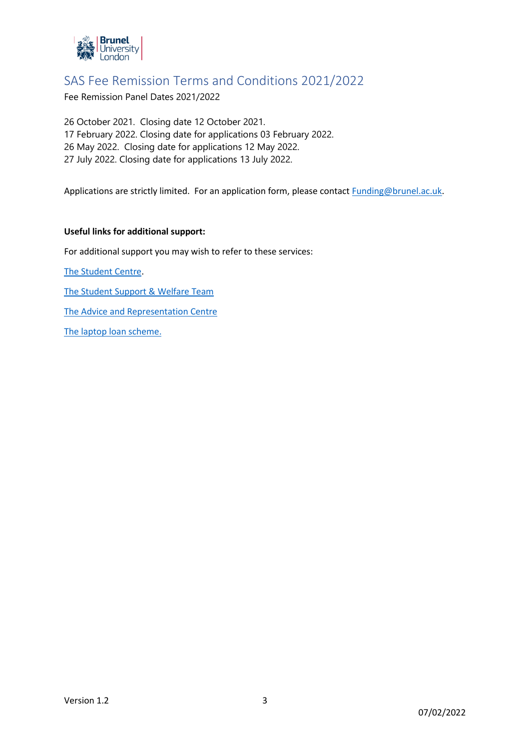# SAS Fee Remission Terms and Conditions 2021/2022

Fee Remission Panel Dates 2021/2022

26 October 2021. Closing date 12 October 2021.
17 February 2022. Closing date for applications 03 February 2022.
26 May 2022. Closing date for applications 12 May 2022.
27 July 2022. Closing date for applications 13 July 2022.

Applications are strictly limited. For an application form, please contact Funding@brunel.ac.uk.

**Useful links for additional support:**

For additional support you may wish to refer to these services:

The Student Centre.

The Student Support & Welfare Team

The Advice and Representation Centre

The laptop loan scheme.